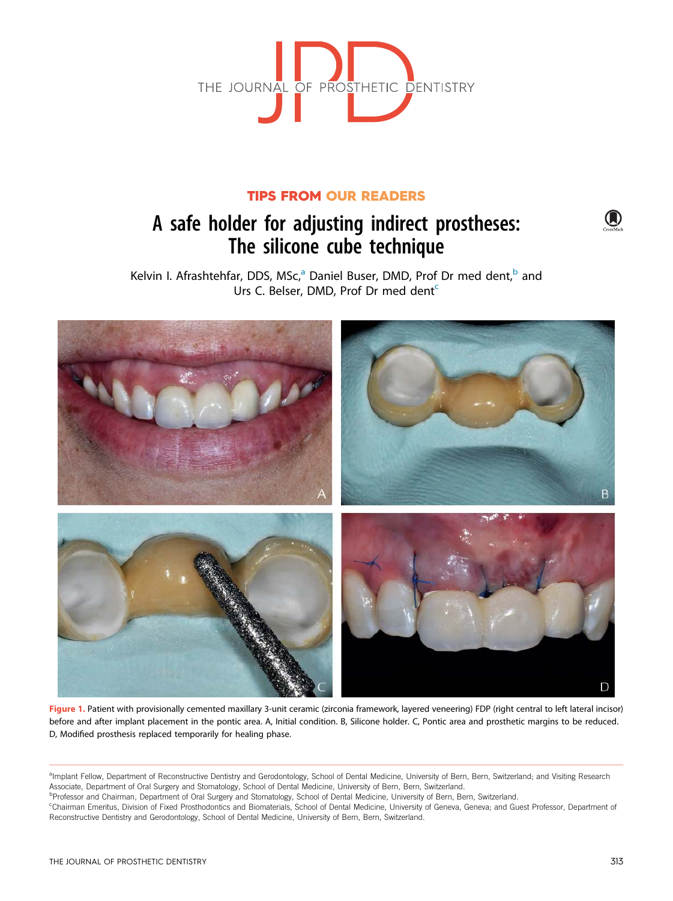TIPS FROM OUR READERS

# A safe holder for adjusting indirect prostheses: The silicone cube technique

Kelvin I. Afrashtehfar, DDS, MSc,[a] Daniel Buser, DMD, Prof Dr med dent,[b] and Urs C. Belser, DMD, Prof Dr med dent[c]

Figure 1. Patient with provisionally cemented maxillary 3-unit ceramic (zirconia framework, layered veneering) FDP (right central to left lateral incisor) before and after implant placement in the pontic area. A, Initial condition. B, Silicone holder. C, Pontic area and prosthetic margins to be reduced. D, Modified prosthesis replaced temporarily for healing phase.

[a]Implant Fellow, Department of Reconstructive Dentistry and Gerodontology, School of Dental Medicine, University of Bern, Bern, Switzerland; and Visiting Research Associate, Department of Oral Surgery and Stomatology, School of Dental Medicine, University of Bern, Bern, Switzerland.

[b]Professor and Chairman, Department of Oral Surgery and Stomatology, School of Dental Medicine, University of Bern, Bern, Switzerland.

[c]Chairman Emeritus, Division of Fixed Prosthodontics and Biomaterials, School of Dental Medicine, University of Geneva, Geneva; and Guest Professor, Department of Reconstructive Dentistry and Gerodontology, School of Dental Medicine, University of Bern, Bern, Switzerland.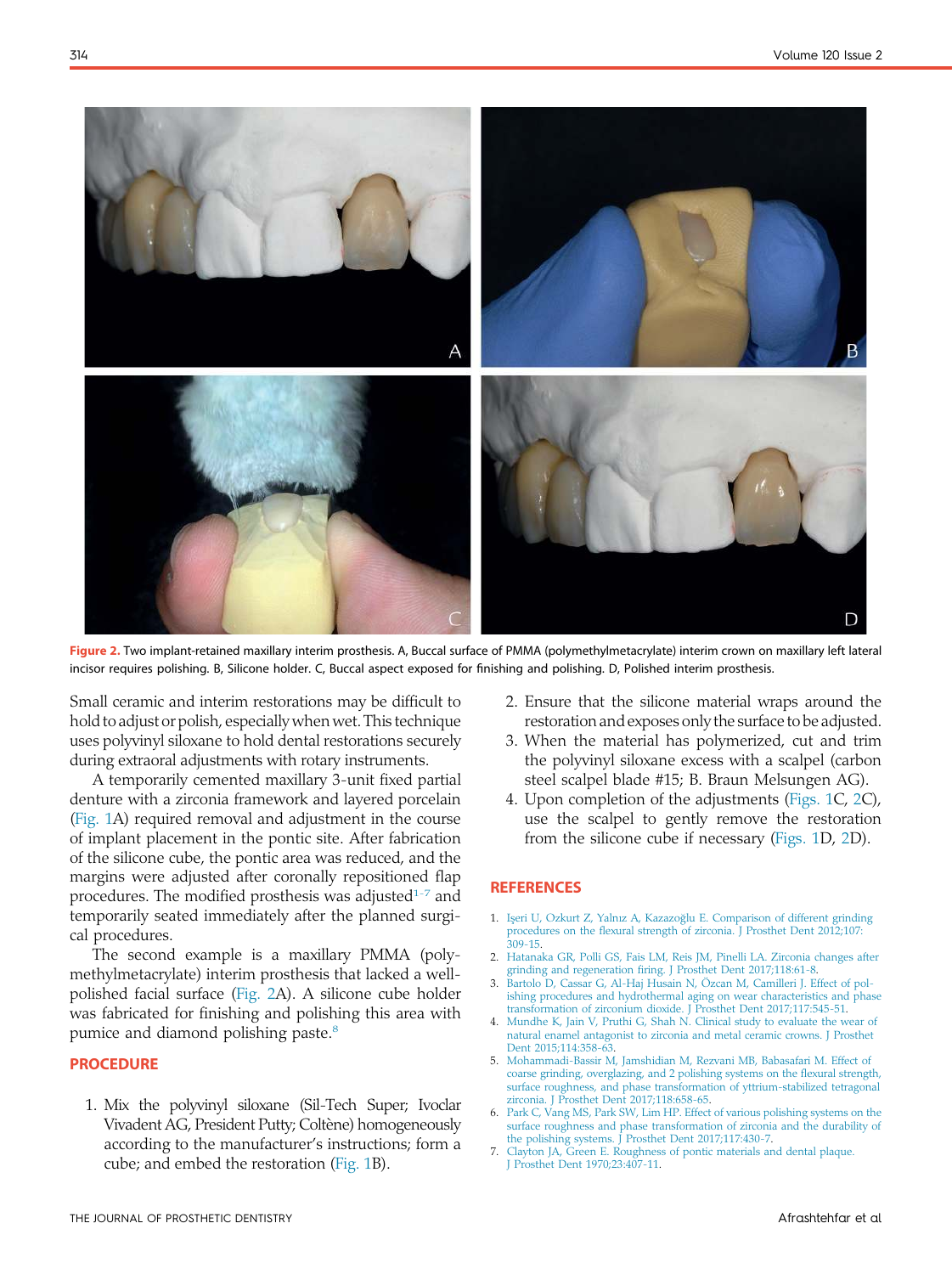Figure 2. Two implant-retained maxillary interim prosthesis. A, Buccal surface of PMMA (polymethylmethacrylate) interim crown on maxillary left lateral incisor requires polishing. B, Silicone holder. C, Buccal aspect exposed for finishing and polishing. D, Polished interim prosthesis.

Small ceramic and interim restorations may be difficult to hold to adjust or polish, especially when wet. This technique uses polyvinyl siloxane to hold dental restorations securely during extraoral adjustments with rotary instruments.

A temporarily cemented maxillary 3-unit fixed partial denture with a zirconia framework and layered porcelain (Fig. 1A) required removal and adjustment in the course of implant placement in the pontic site. After fabrication of the silicone cube, the pontic area was reduced, and the margins were adjusted after coronally repositioned flap procedures. The modified prosthesis was adjusted[1-7] and temporarily seated immediately after the planned surgical procedures.

The second example is a maxillary PMMA (polymethylmethacrylate) interim prosthesis that lacked a well-polished facial surface (Fig. 2A). A silicone cube holder was fabricated for finishing and polishing this area with pumice and diamond polishing paste.[8]

## PROCEDURE

1. Mix the polyvinyl siloxane (Sil-Tech Super; Ivoclar Vivadent AG, President Putty; Coltène) homogeneously according to the manufacturer's instructions; form a cube; and embed the restoration (Fig. 1B).
2. Ensure that the silicone material wraps around the restoration and exposes only the surface to be adjusted.
3. When the material has polymerized, cut and trim the polyvinyl siloxane excess with a scalpel (carbon steel scalpel blade #15; B. Braun Melsungen AG).
4. Upon completion of the adjustments (Figs. 1C, 2C), use the scalpel to gently remove the restoration from the silicone cube if necessary (Figs. 1D, 2D).

## REFERENCES

1. Işeri U, Ozkurt Z, Yalnız A, Kazazoğlu E. Comparison of different grinding procedures on the flexural strength of zirconia. J Prosthet Dent 2012;107:309-15.
2. Hatanaka GR, Polli GS, Fais LM, Reis JM, Pinelli LA. Zirconia changes after grinding and regeneration firing. J Prosthet Dent 2017;118:61-8.
3. Bartolo D, Cassar G, Al-Haj Husain N, Özcan M, Camilleri J. Effect of polishing procedures and hydrothermal aging on wear characteristics and phase transformation of zirconium dioxide. J Prosthet Dent 2017;117:545-51.
4. Mundhe K, Jain V, Pruthi G, Shah N. Clinical study to evaluate the wear of natural enamel antagonist to zirconia and metal ceramic crowns. J Prosthet Dent 2015;114:358-63.
5. Mohammadi-Bassir M, Jamshidian M, Rezvani MB, Babasafari M. Effect of coarse grinding, overglazing, and 2 polishing systems on the flexural strength, surface roughness, and phase transformation of yttrium-stabilized tetragonal zirconia. J Prosthet Dent 2017;118:658-65.
6. Park C, Vang MS, Park SW, Lim HP. Effect of various polishing systems on the surface roughness and phase transformation of zirconia and the durability of the polishing systems. J Prosthet Dent 2017;117:430-7.
7. Clayton JA, Green E. Roughness of pontic materials and dental plaque. J Prosthet Dent 1970;23:407-11.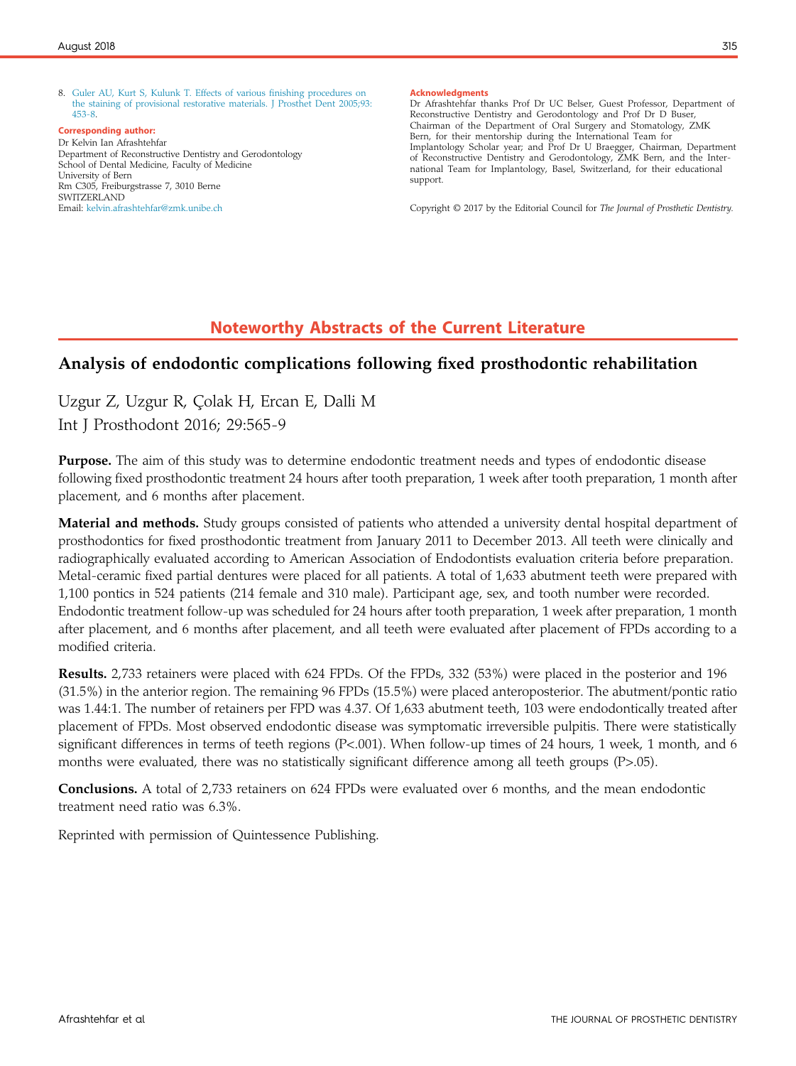8. Guler AU, Kurt S, Kulunk T. Effects of various finishing procedures on the staining of provisional restorative materials. J Prosthet Dent 2005;93:453-8.

**Corresponding author:**
Dr Kelvin Ian Afrashtehfar
Department of Reconstructive Dentistry and Gerodontology
School of Dental Medicine, Faculty of Medicine
University of Bern
Rm C305, Freiburgstrasse 7, 3010 Berne
SWITZERLAND
Email: kelvin.afrashtehfar@zmk.unibe.ch

**Acknowledgments**
Dr Afrashtehfar thanks Prof Dr UC Belser, Guest Professor, Department of Reconstructive Dentistry and Gerodontology and Prof Dr D Buser, Chairman of the Department of Oral Surgery and Stomatology, ZMK Bern, for their mentorship during the International Team for Implantology Scholar year; and Prof Dr U Braegger, Chairman, Department of Reconstructive Dentistry and Gerodontology, ZMK Bern, and the International Team for Implantology, Basel, Switzerland, for their educational support.

Copyright © 2017 by the Editorial Council for *The Journal of Prosthetic Dentistry.*

## Noteworthy Abstracts of the Current Literature

### Analysis of endodontic complications following fixed prosthodontic rehabilitation

Uzgur Z, Uzgur R, Çolak H, Ercan E, Dalli M
Int J Prosthodont 2016; 29:565-9

**Purpose.** The aim of this study was to determine endodontic treatment needs and types of endodontic disease following fixed prosthodontic treatment 24 hours after tooth preparation, 1 week after tooth preparation, 1 month after placement, and 6 months after placement.

**Material and methods.** Study groups consisted of patients who attended a university dental hospital department of prosthodontics for fixed prosthodontic treatment from January 2011 to December 2013. All teeth were clinically and radiographically evaluated according to American Association of Endodontists evaluation criteria before preparation. Metal-ceramic fixed partial dentures were placed for all patients. A total of 1,633 abutment teeth were prepared with 1,100 pontics in 524 patients (214 female and 310 male). Participant age, sex, and tooth number were recorded. Endodontic treatment follow-up was scheduled for 24 hours after tooth preparation, 1 week after preparation, 1 month after placement, and 6 months after placement, and all teeth were evaluated after placement of FPDs according to a modified criteria.

**Results.** 2,733 retainers were placed with 624 FPDs. Of the FPDs, 332 (53%) were placed in the posterior and 196 (31.5%) in the anterior region. The remaining 96 FPDs (15.5%) were placed anteroposterior. The abutment/pontic ratio was 1.44:1. The number of retainers per FPD was 4.37. Of 1,633 abutment teeth, 103 were endodontically treated after placement of FPDs. Most observed endodontic disease was symptomatic irreversible pulpitis. There were statistically significant differences in terms of teeth regions ($P<.001$). When follow-up times of 24 hours, 1 week, 1 month, and 6 months were evaluated, there was no statistically significant difference among all teeth groups ($P>.05$).

**Conclusions.** A total of 2,733 retainers on 624 FPDs were evaluated over 6 months, and the mean endodontic treatment need ratio was 6.3%.

Reprinted with permission of Quintessence Publishing.